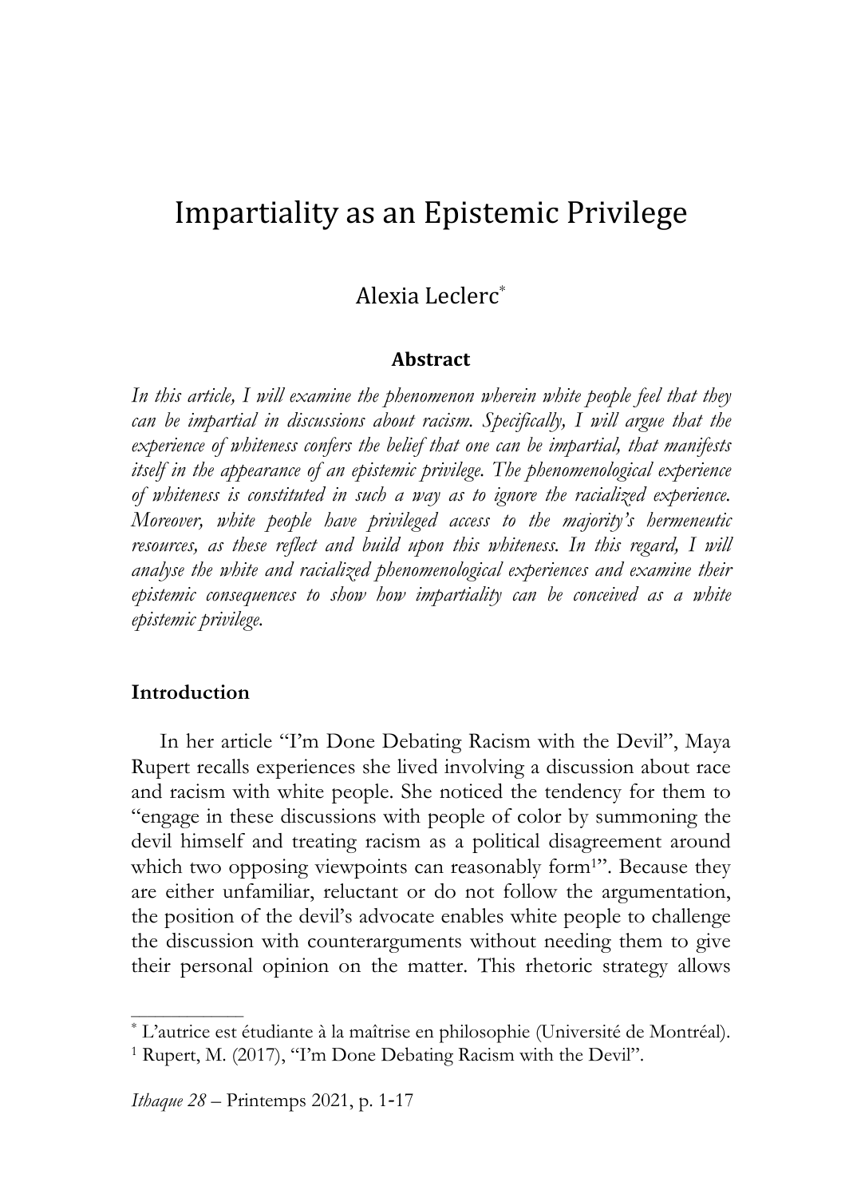# Impartiality as an Epistemic Privilege

Alexia Leclerc[*]

**Abstract**

*In this article, I will examine the phenomenon wherein white people feel that they can be impartial in discussions about racism. Specifically, I will argue that the experience of whiteness confers the belief that one can be impartial, that manifests itself in the appearance of an epistemic privilege. The phenomenological experience of whiteness is constituted in such a way as to ignore the racialized experience. Moreover, white people have privileged access to the majority's hermeneutic resources, as these reflect and build upon this whiteness. In this regard, I will analyse the white and racialized phenomenological experiences and examine their epistemic consequences to show how impartiality can be conceived as a white epistemic privilege.*

## Introduction

In her article "I'm Done Debating Racism with the Devil", Maya Rupert recalls experiences she lived involving a discussion about race and racism with white people. She noticed the tendency for them to "engage in these discussions with people of color by summoning the devil himself and treating racism as a political disagreement around which two opposing viewpoints can reasonably form[1]". Because they are either unfamiliar, reluctant or do not follow the argumentation, the position of the devil's advocate enables white people to challenge the discussion with counterarguments without needing them to give their personal opinion on the matter. This rhetoric strategy allows

---

[*] L'autrice est étudiante à la maîtrise en philosophie (Université de Montréal).

[1] Rupert, M. (2017), "I'm Done Debating Racism with the Devil".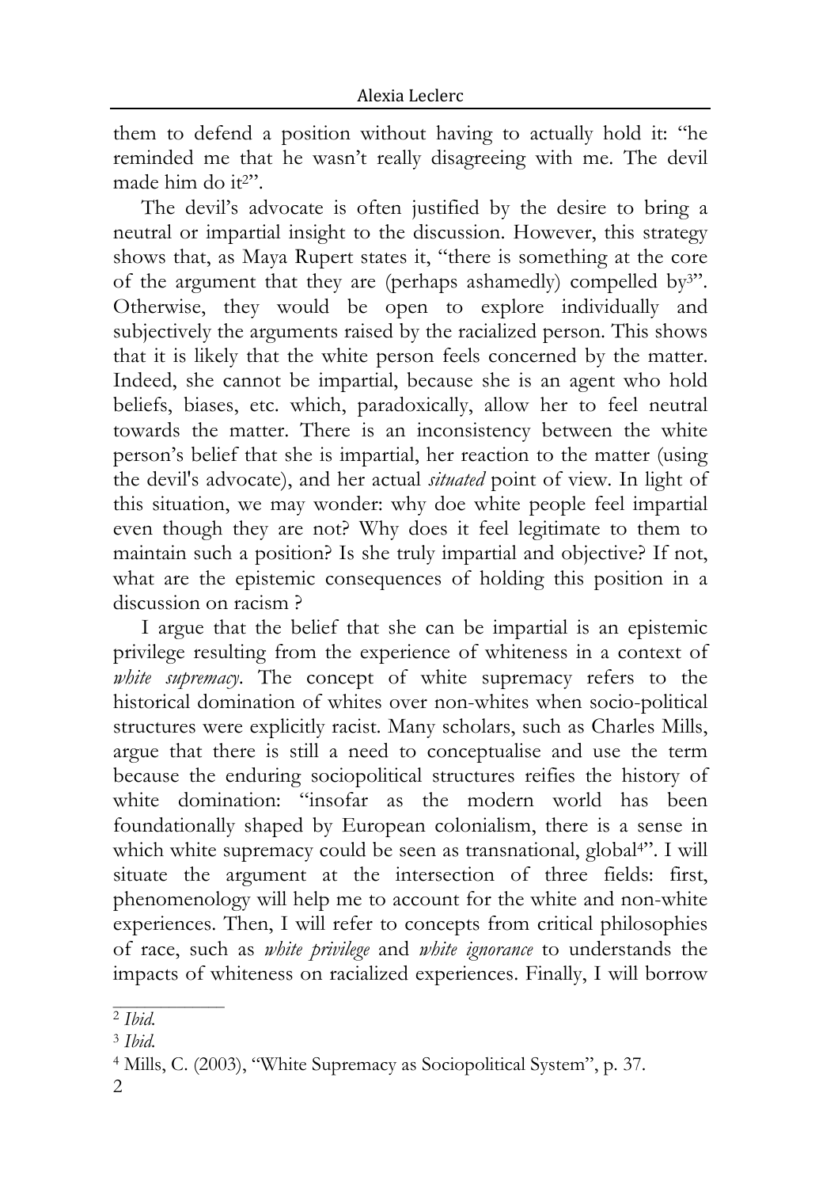them to defend a position without having to actually hold it: "he reminded me that he wasn't really disagreeing with me. The devil made him do it[2]".

The devil's advocate is often justified by the desire to bring a neutral or impartial insight to the discussion. However, this strategy shows that, as Maya Rupert states it, "there is something at the core of the argument that they are (perhaps ashamedly) compelled by[3]". Otherwise, they would be open to explore individually and subjectively the arguments raised by the racialized person. This shows that it is likely that the white person feels concerned by the matter. Indeed, she cannot be impartial, because she is an agent who hold beliefs, biases, etc. which, paradoxically, allow her to feel neutral towards the matter. There is an inconsistency between the white person's belief that she is impartial, her reaction to the matter (using the devil's advocate), and her actual *situated* point of view. In light of this situation, we may wonder: why doe white people feel impartial even though they are not? Why does it feel legitimate to them to maintain such a position? Is she truly impartial and objective? If not, what are the epistemic consequences of holding this position in a discussion on racism ?

I argue that the belief that she can be impartial is an epistemic privilege resulting from the experience of whiteness in a context of *white supremacy*. The concept of white supremacy refers to the historical domination of whites over non-whites when socio-political structures were explicitly racist. Many scholars, such as Charles Mills, argue that there is still a need to conceptualise and use the term because the enduring sociopolitical structures reifies the history of white domination: "insofar as the modern world has been foundationally shaped by European colonialism, there is a sense in which white supremacy could be seen as transnational, global[4]". I will situate the argument at the intersection of three fields: first, phenomenology will help me to account for the white and non-white experiences. Then, I will refer to concepts from critical philosophies of race, such as *white privilege* and *white ignorance* to understands the impacts of whiteness on racialized experiences. Finally, I will borrow

[2] *Ibid.*

[3] *Ibid.*

[4] Mills, C. (2003), "White Supremacy as Sociopolitical System", p. 37.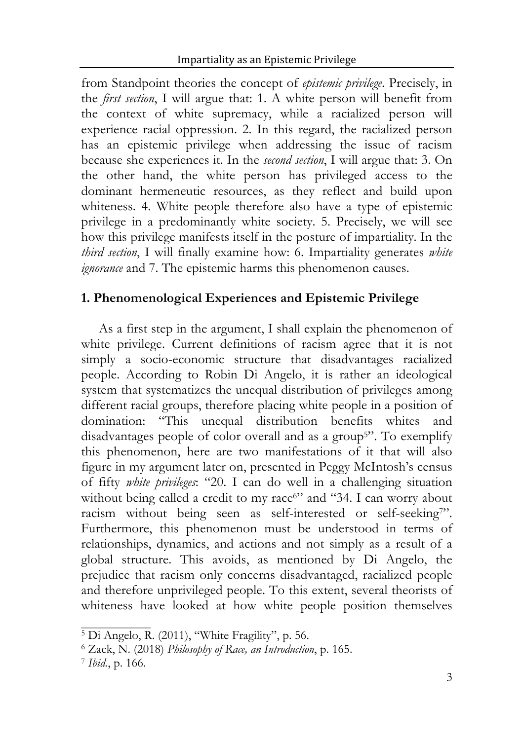from Standpoint theories the concept of *epistemic privilege*. Precisely, in the *first section*, I will argue that: 1. A white person will benefit from the context of white supremacy, while a racialized person will experience racial oppression. 2. In this regard, the racialized person has an epistemic privilege when addressing the issue of racism because she experiences it. In the *second section*, I will argue that: 3. On the other hand, the white person has privileged access to the dominant hermeneutic resources, as they reflect and build upon whiteness. 4. White people therefore also have a type of epistemic privilege in a predominantly white society. 5. Precisely, we will see how this privilege manifests itself in the posture of impartiality. In the *third section*, I will finally examine how: 6. Impartiality generates *white ignorance* and 7. The epistemic harms this phenomenon causes.

## 1. Phenomenological Experiences and Epistemic Privilege

As a first step in the argument, I shall explain the phenomenon of white privilege. Current definitions of racism agree that it is not simply a socio-economic structure that disadvantages racialized people. According to Robin Di Angelo, it is rather an ideological system that systematizes the unequal distribution of privileges among different racial groups, therefore placing white people in a position of domination: "This unequal distribution benefits whites and disadvantages people of color overall and as a group[5]". To exemplify this phenomenon, here are two manifestations of it that will also figure in my argument later on, presented in Peggy McIntosh's census of fifty *white privileges*: "20. I can do well in a challenging situation without being called a credit to my race[6]" and "34. I can worry about racism without being seen as self-interested or self-seeking[7]". Furthermore, this phenomenon must be understood in terms of relationships, dynamics, and actions and not simply as a result of a global structure. This avoids, as mentioned by Di Angelo, the prejudice that racism only concerns disadvantaged, racialized people and therefore unprivileged people. To this extent, several theorists of whiteness have looked at how white people position themselves

---

[5] Di Angelo, R. (2011), "White Fragility", p. 56.

[6] Zack, N. (2018) *Philosophy of Race, an Introduction*, p. 165.

[7] *Ibid.*, p. 166.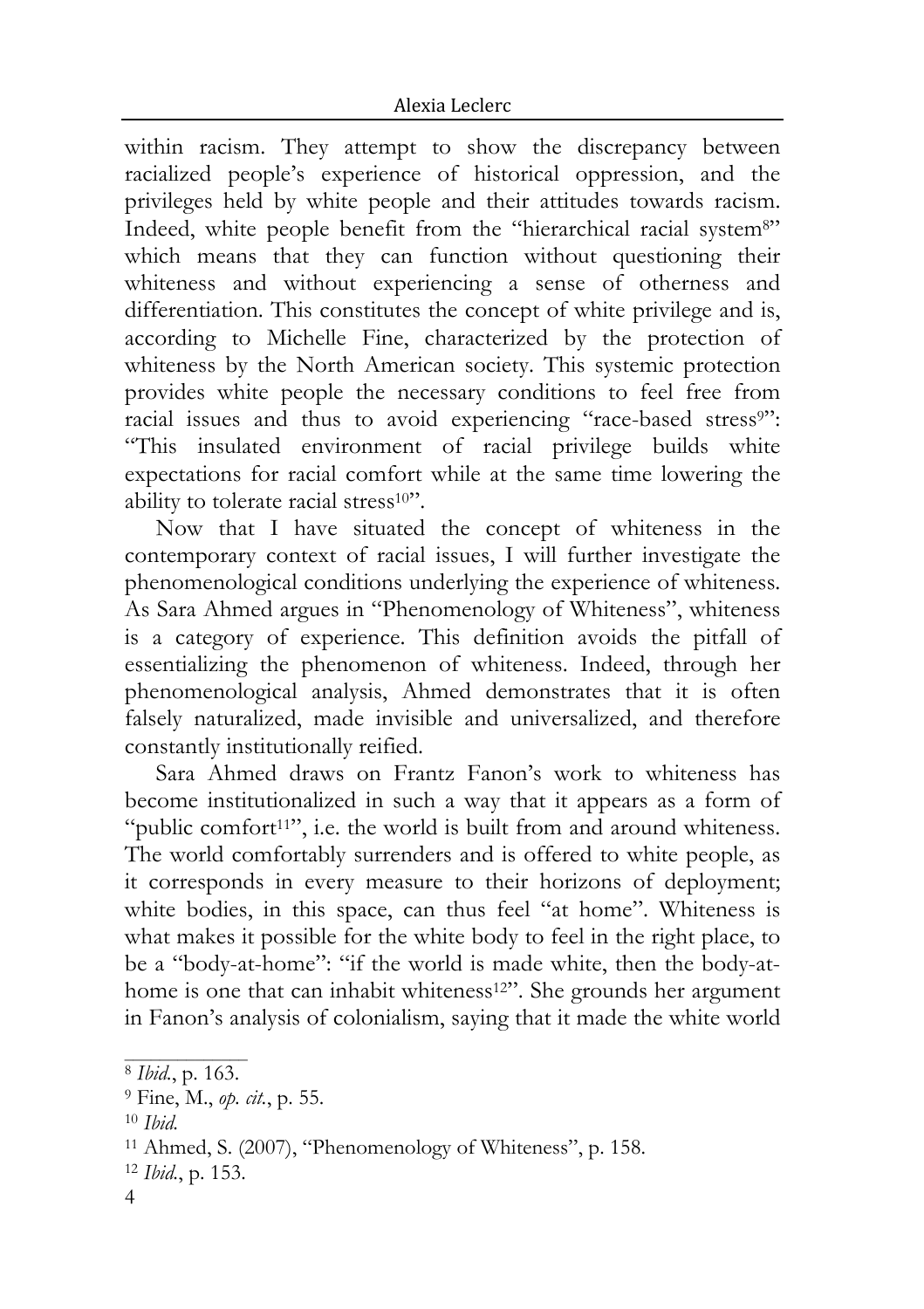within racism. They attempt to show the discrepancy between racialized people's experience of historical oppression, and the privileges held by white people and their attitudes towards racism. Indeed, white people benefit from the "hierarchical racial system[8]" which means that they can function without questioning their whiteness and without experiencing a sense of otherness and differentiation. This constitutes the concept of white privilege and is, according to Michelle Fine, characterized by the protection of whiteness by the North American society. This systemic protection provides white people the necessary conditions to feel free from racial issues and thus to avoid experiencing "race-based stress[9]": "This insulated environment of racial privilege builds white expectations for racial comfort while at the same time lowering the ability to tolerate racial stress[10]".

Now that I have situated the concept of whiteness in the contemporary context of racial issues, I will further investigate the phenomenological conditions underlying the experience of whiteness. As Sara Ahmed argues in "Phenomenology of Whiteness", whiteness is a category of experience. This definition avoids the pitfall of essentializing the phenomenon of whiteness. Indeed, through her phenomenological analysis, Ahmed demonstrates that it is often falsely naturalized, made invisible and universalized, and therefore constantly institutionally reified.

Sara Ahmed draws on Frantz Fanon's work to whiteness has become institutionalized in such a way that it appears as a form of "public comfort[11]", i.e. the world is built from and around whiteness. The world comfortably surrenders and is offered to white people, as it corresponds in every measure to their horizons of deployment; white bodies, in this space, can thus feel "at home". Whiteness is what makes it possible for the white body to feel in the right place, to be a "body-at-home": "if the world is made white, then the body-at-home is one that can inhabit whiteness[12]". She grounds her argument in Fanon's analysis of colonialism, saying that it made the white world

---

[8] *Ibid.*, p. 163.

[9] Fine, M., *op. cit.*, p. 55.

[10] *Ibid.*

[11] Ahmed, S. (2007), "Phenomenology of Whiteness", p. 158.

[12] *Ibid.*, p. 153.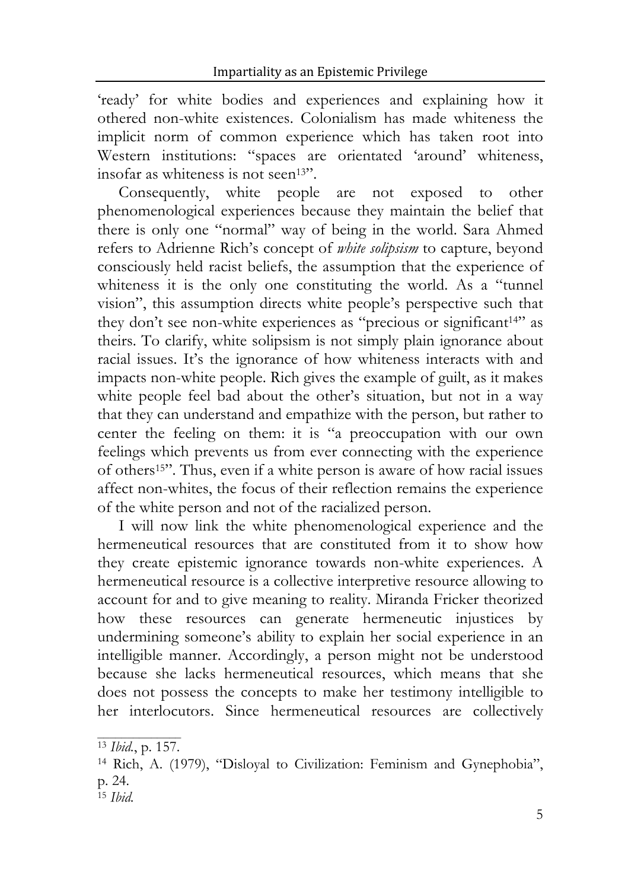'ready' for white bodies and experiences and explaining how it othered non-white existences. Colonialism has made whiteness the implicit norm of common experience which has taken root into Western institutions: "spaces are orientated 'around' whiteness, insofar as whiteness is not seen[13]".

Consequently, white people are not exposed to other phenomenological experiences because they maintain the belief that there is only one "normal" way of being in the world. Sara Ahmed refers to Adrienne Rich's concept of *white solipsism* to capture, beyond consciously held racist beliefs, the assumption that the experience of whiteness it is the only one constituting the world. As a "tunnel vision", this assumption directs white people's perspective such that they don't see non-white experiences as "precious or significant[14]" as theirs. To clarify, white solipsism is not simply plain ignorance about racial issues. It's the ignorance of how whiteness interacts with and impacts non-white people. Rich gives the example of guilt, as it makes white people feel bad about the other's situation, but not in a way that they can understand and empathize with the person, but rather to center the feeling on them: it is "a preoccupation with our own feelings which prevents us from ever connecting with the experience of others[15]". Thus, even if a white person is aware of how racial issues affect non-whites, the focus of their reflection remains the experience of the white person and not of the racialized person.

I will now link the white phenomenological experience and the hermeneutical resources that are constituted from it to show how they create epistemic ignorance towards non-white experiences. A hermeneutical resource is a collective interpretive resource allowing to account for and to give meaning to reality. Miranda Fricker theorized how these resources can generate hermeneutic injustices by undermining someone's ability to explain her social experience in an intelligible manner. Accordingly, a person might not be understood because she lacks hermeneutical resources, which means that she does not possess the concepts to make her testimony intelligible to her interlocutors. Since hermeneutical resources are collectively

[13] *Ibid.*, p. 157.

[14] Rich, A. (1979), "Disloyal to Civilization: Feminism and Gynephobia", p. 24.

[15] *Ibid.*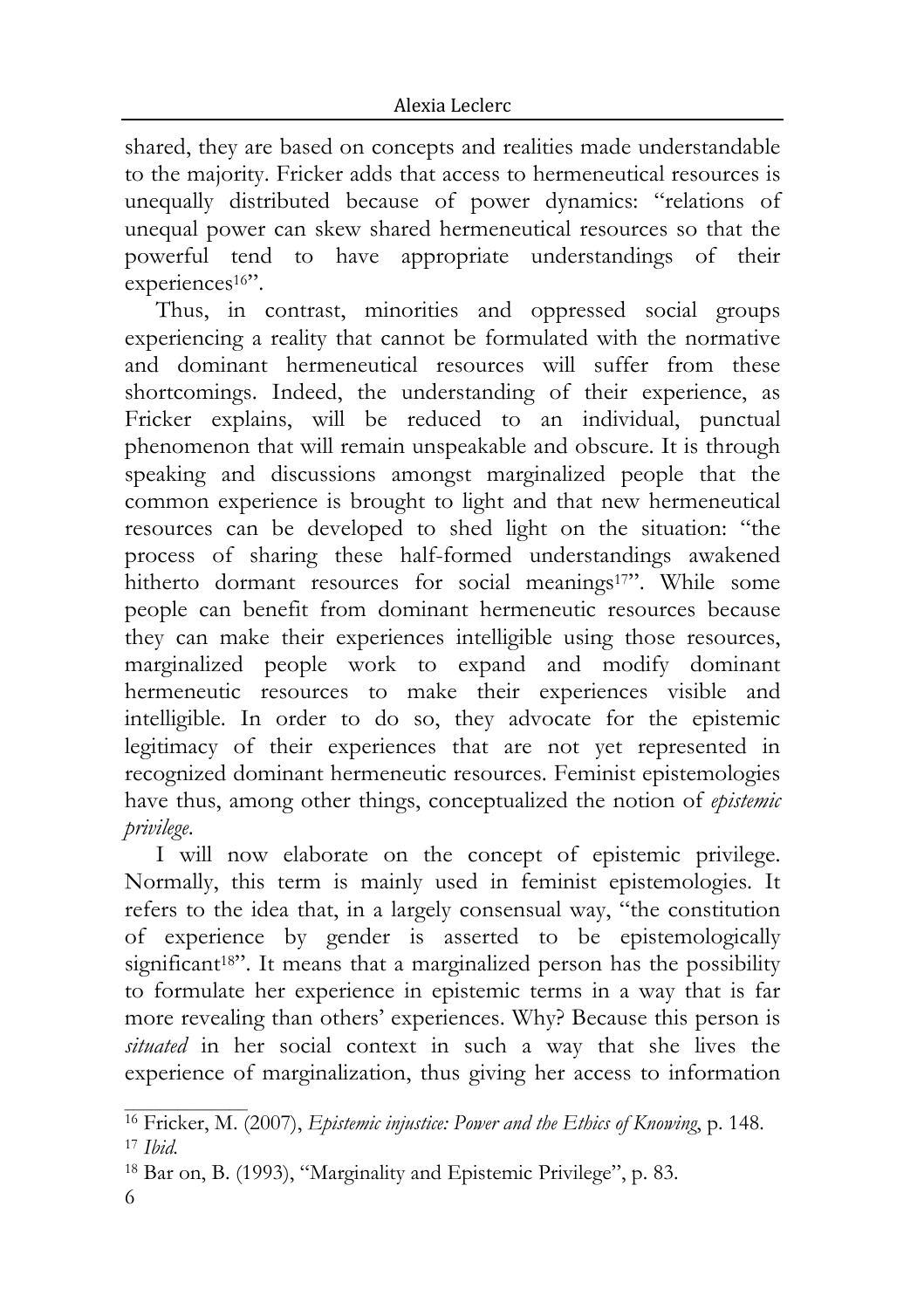shared, they are based on concepts and realities made understandable to the majority. Fricker adds that access to hermeneutical resources is unequally distributed because of power dynamics: "relations of unequal power can skew shared hermeneutical resources so that the powerful tend to have appropriate understandings of their experiences[16]".

Thus, in contrast, minorities and oppressed social groups experiencing a reality that cannot be formulated with the normative and dominant hermeneutical resources will suffer from these shortcomings. Indeed, the understanding of their experience, as Fricker explains, will be reduced to an individual, punctual phenomenon that will remain unspeakable and obscure. It is through speaking and discussions amongst marginalized people that the common experience is brought to light and that new hermeneutical resources can be developed to shed light on the situation: "the process of sharing these half-formed understandings awakened hitherto dormant resources for social meanings[17]". While some people can benefit from dominant hermeneutic resources because they can make their experiences intelligible using those resources, marginalized people work to expand and modify dominant hermeneutic resources to make their experiences visible and intelligible. In order to do so, they advocate for the epistemic legitimacy of their experiences that are not yet represented in recognized dominant hermeneutic resources. Feminist epistemologies have thus, among other things, conceptualized the notion of *epistemic privilege*.

I will now elaborate on the concept of epistemic privilege. Normally, this term is mainly used in feminist epistemologies. It refers to the idea that, in a largely consensual way, "the constitution of experience by gender is asserted to be epistemologically significant[18]". It means that a marginalized person has the possibility to formulate her experience in epistemic terms in a way that is far more revealing than others' experiences. Why? Because this person is *situated* in her social context in such a way that she lives the experience of marginalization, thus giving her access to information

[16] Fricker, M. (2007), *Epistemic injustice: Power and the Ethics of Knowing*, p. 148.
[17] *Ibid.*
[18] Bar on, B. (1993), "Marginality and Epistemic Privilege", p. 83.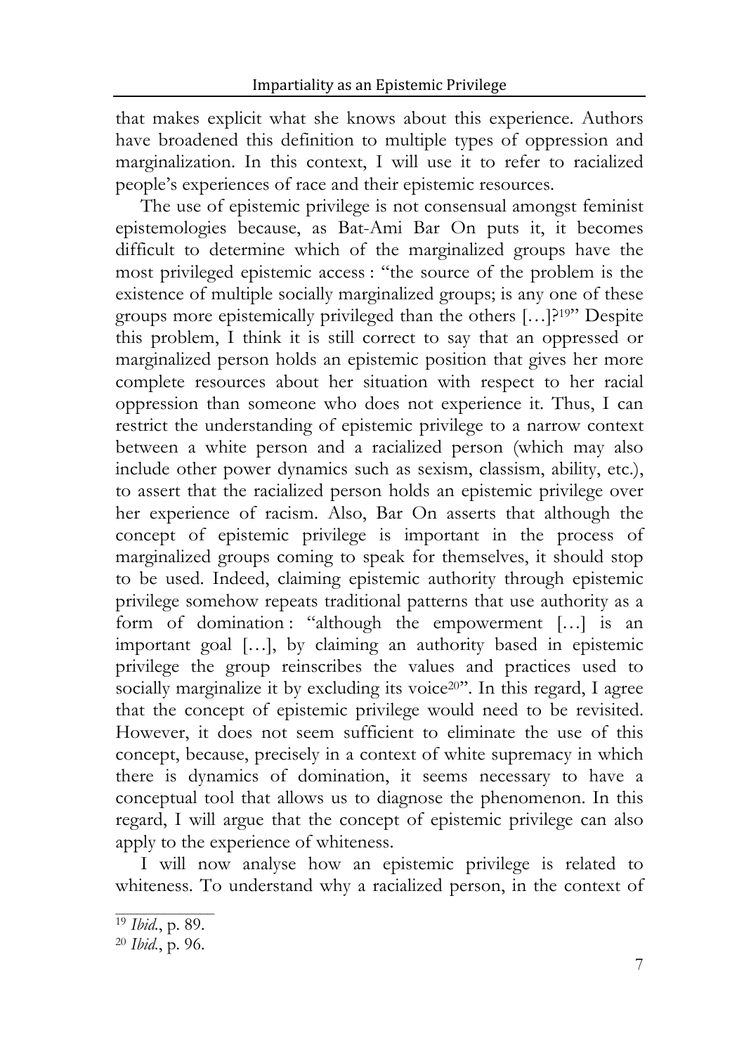that makes explicit what she knows about this experience. Authors have broadened this definition to multiple types of oppression and marginalization. In this context, I will use it to refer to racialized people's experiences of race and their epistemic resources.

The use of epistemic privilege is not consensual amongst feminist epistemologies because, as Bat-Ami Bar On puts it, it becomes difficult to determine which of the marginalized groups have the most privileged epistemic access : "the source of the problem is the existence of multiple socially marginalized groups; is any one of these groups more epistemically privileged than the others […]?[19]" Despite this problem, I think it is still correct to say that an oppressed or marginalized person holds an epistemic position that gives her more complete resources about her situation with respect to her racial oppression than someone who does not experience it. Thus, I can restrict the understanding of epistemic privilege to a narrow context between a white person and a racialized person (which may also include other power dynamics such as sexism, classism, ability, etc.), to assert that the racialized person holds an epistemic privilege over her experience of racism. Also, Bar On asserts that although the concept of epistemic privilege is important in the process of marginalized groups coming to speak for themselves, it should stop to be used. Indeed, claiming epistemic authority through epistemic privilege somehow repeats traditional patterns that use authority as a form of domination : "although the empowerment […] is an important goal […], by claiming an authority based in epistemic privilege the group reinscribes the values and practices used to socially marginalize it by excluding its voice[20]". In this regard, I agree that the concept of epistemic privilege would need to be revisited. However, it does not seem sufficient to eliminate the use of this concept, because, precisely in a context of white supremacy in which there is dynamics of domination, it seems necessary to have a conceptual tool that allows us to diagnose the phenomenon. In this regard, I will argue that the concept of epistemic privilege can also apply to the experience of whiteness.

I will now analyse how an epistemic privilege is related to whiteness. To understand why a racialized person, in the context of

[19] *Ibid.*, p. 89.

[20] *Ibid.*, p. 96.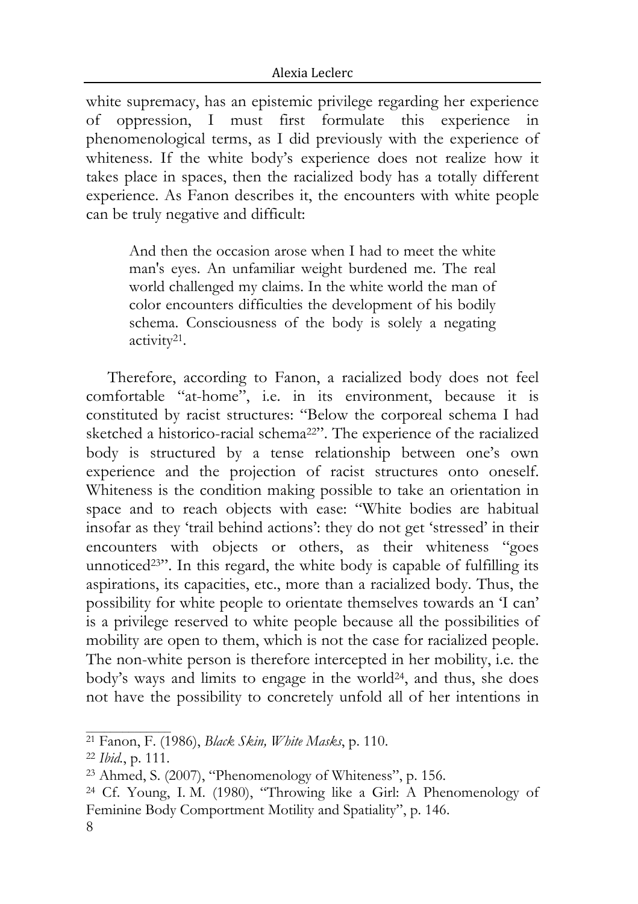white supremacy, has an epistemic privilege regarding her experience of oppression, I must first formulate this experience in phenomenological terms, as I did previously with the experience of whiteness. If the white body's experience does not realize how it takes place in spaces, then the racialized body has a totally different experience. As Fanon describes it, the encounters with white people can be truly negative and difficult:

> And then the occasion arose when I had to meet the white man's eyes. An unfamiliar weight burdened me. The real world challenged my claims. In the white world the man of color encounters difficulties the development of his bodily schema. Consciousness of the body is solely a negating activity[21].

Therefore, according to Fanon, a racialized body does not feel comfortable "at-home", i.e. in its environment, because it is constituted by racist structures: "Below the corporeal schema I had sketched a historico-racial schema[22]". The experience of the racialized body is structured by a tense relationship between one's own experience and the projection of racist structures onto oneself. Whiteness is the condition making possible to take an orientation in space and to reach objects with ease: "White bodies are habitual insofar as they 'trail behind actions': they do not get 'stressed' in their encounters with objects or others, as their whiteness "goes unnoticed[23]". In this regard, the white body is capable of fulfilling its aspirations, its capacities, etc., more than a racialized body. Thus, the possibility for white people to orientate themselves towards an 'I can' is a privilege reserved to white people because all the possibilities of mobility are open to them, which is not the case for racialized people. The non-white person is therefore intercepted in her mobility, i.e. the body's ways and limits to engage in the world[24], and thus, she does not have the possibility to concretely unfold all of her intentions in

---

[21] Fanon, F. (1986), *Black Skin, White Masks*, p. 110.

[22] *Ibid.*, p. 111.

[23] Ahmed, S. (2007), "Phenomenology of Whiteness", p. 156.

[24] Cf. Young, I. M. (1980), "Throwing like a Girl: A Phenomenology of Feminine Body Comportment Motility and Spatiality", p. 146.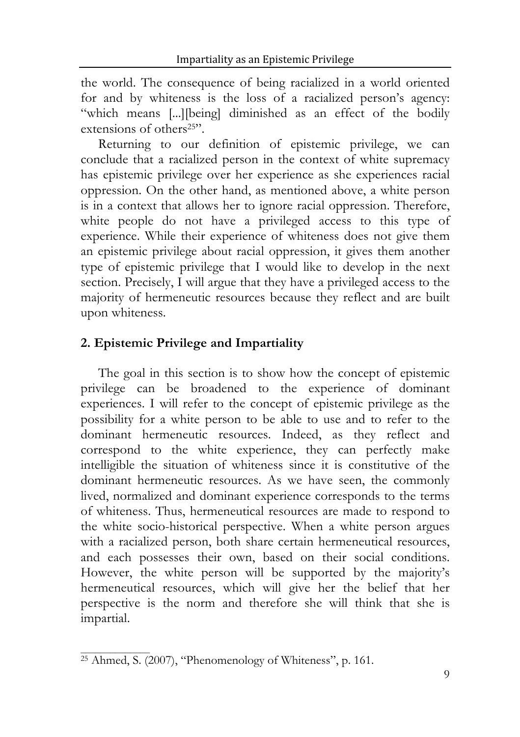the world. The consequence of being racialized in a world oriented for and by whiteness is the loss of a racialized person's agency: "which means [...][being] diminished as an effect of the bodily extensions of others[25]".

Returning to our definition of epistemic privilege, we can conclude that a racialized person in the context of white supremacy has epistemic privilege over her experience as she experiences racial oppression. On the other hand, as mentioned above, a white person is in a context that allows her to ignore racial oppression. Therefore, white people do not have a privileged access to this type of experience. While their experience of whiteness does not give them an epistemic privilege about racial oppression, it gives them another type of epistemic privilege that I would like to develop in the next section. Precisely, I will argue that they have a privileged access to the majority of hermeneutic resources because they reflect and are built upon whiteness.

## 2. Epistemic Privilege and Impartiality

The goal in this section is to show how the concept of epistemic privilege can be broadened to the experience of dominant experiences. I will refer to the concept of epistemic privilege as the possibility for a white person to be able to use and to refer to the dominant hermeneutic resources. Indeed, as they reflect and correspond to the white experience, they can perfectly make intelligible the situation of whiteness since it is constitutive of the dominant hermeneutic resources. As we have seen, the commonly lived, normalized and dominant experience corresponds to the terms of whiteness. Thus, hermeneutical resources are made to respond to the white socio-historical perspective. When a white person argues with a racialized person, both share certain hermeneutical resources, and each possesses their own, based on their social conditions. However, the white person will be supported by the majority's hermeneutical resources, which will give her the belief that her perspective is the norm and therefore she will think that she is impartial.

---

[25] Ahmed, S. (2007), "Phenomenology of Whiteness", p. 161.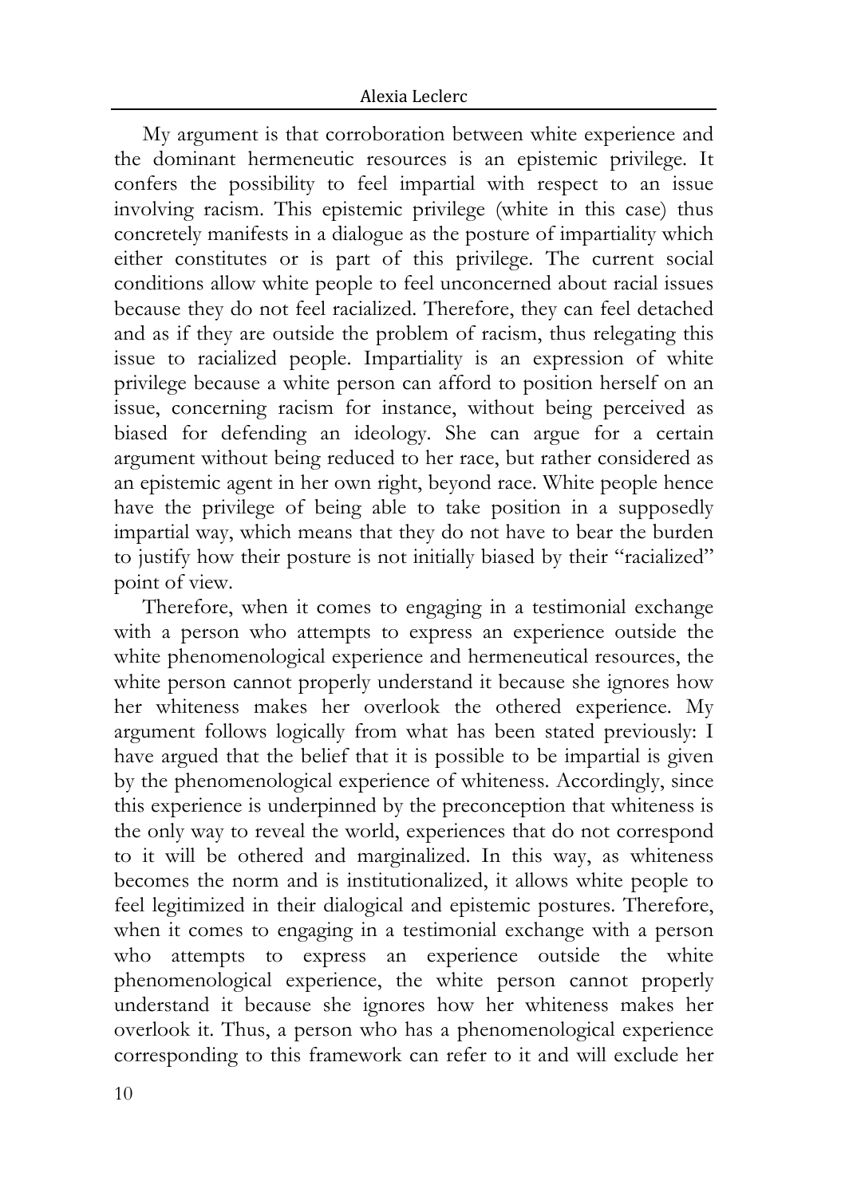My argument is that corroboration between white experience and the dominant hermeneutic resources is an epistemic privilege. It confers the possibility to feel impartial with respect to an issue involving racism. This epistemic privilege (white in this case) thus concretely manifests in a dialogue as the posture of impartiality which either constitutes or is part of this privilege. The current social conditions allow white people to feel unconcerned about racial issues because they do not feel racialized. Therefore, they can feel detached and as if they are outside the problem of racism, thus relegating this issue to racialized people. Impartiality is an expression of white privilege because a white person can afford to position herself on an issue, concerning racism for instance, without being perceived as biased for defending an ideology. She can argue for a certain argument without being reduced to her race, but rather considered as an epistemic agent in her own right, beyond race. White people hence have the privilege of being able to take position in a supposedly impartial way, which means that they do not have to bear the burden to justify how their posture is not initially biased by their "racialized" point of view.

Therefore, when it comes to engaging in a testimonial exchange with a person who attempts to express an experience outside the white phenomenological experience and hermeneutical resources, the white person cannot properly understand it because she ignores how her whiteness makes her overlook the othered experience. My argument follows logically from what has been stated previously: I have argued that the belief that it is possible to be impartial is given by the phenomenological experience of whiteness. Accordingly, since this experience is underpinned by the preconception that whiteness is the only way to reveal the world, experiences that do not correspond to it will be othered and marginalized. In this way, as whiteness becomes the norm and is institutionalized, it allows white people to feel legitimized in their dialogical and epistemic postures. Therefore, when it comes to engaging in a testimonial exchange with a person who attempts to express an experience outside the white phenomenological experience, the white person cannot properly understand it because she ignores how her whiteness makes her overlook it. Thus, a person who has a phenomenological experience corresponding to this framework can refer to it and will exclude her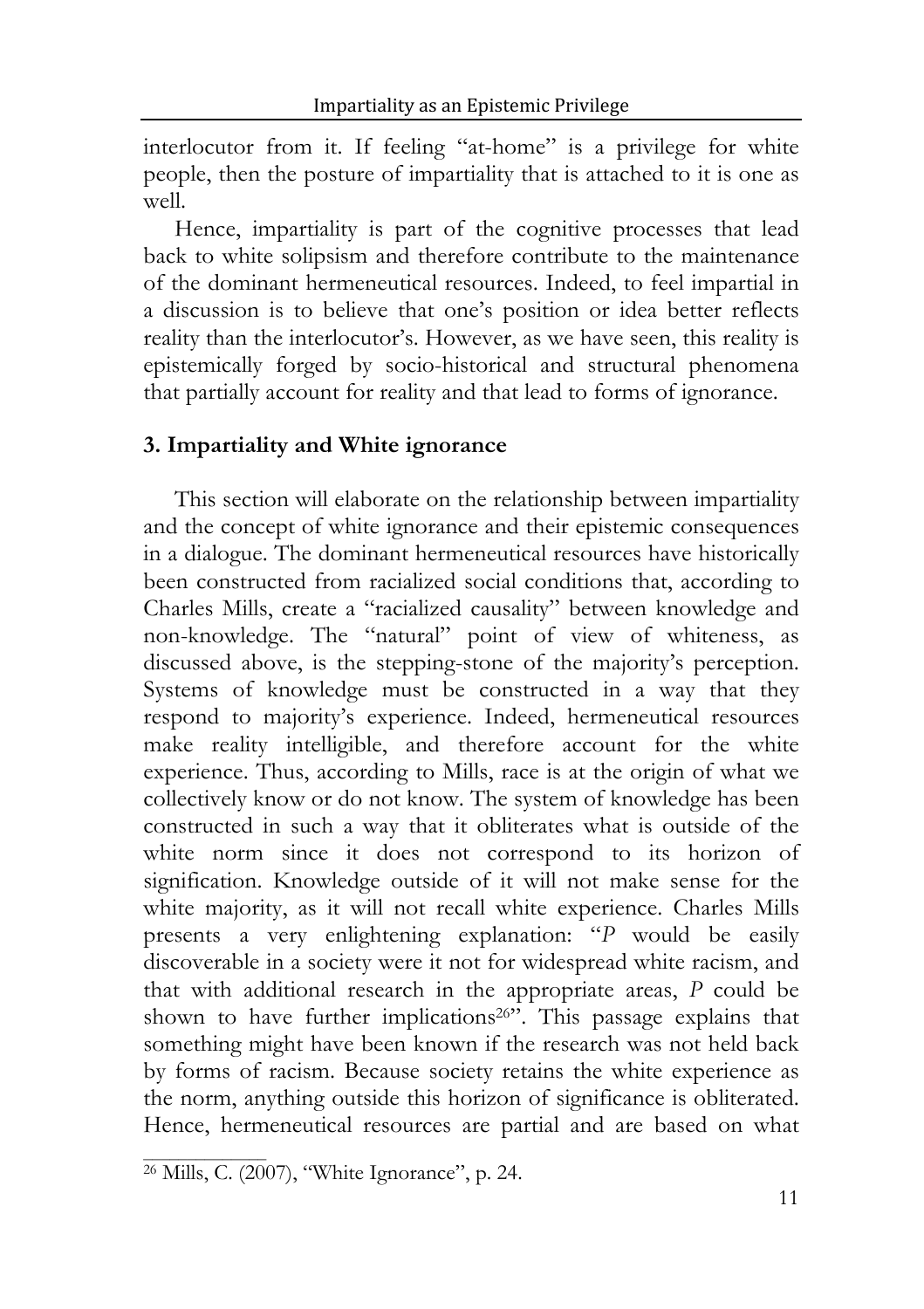interlocutor from it. If feeling "at-home" is a privilege for white people, then the posture of impartiality that is attached to it is one as well.

Hence, impartiality is part of the cognitive processes that lead back to white solipsism and therefore contribute to the maintenance of the dominant hermeneutical resources. Indeed, to feel impartial in a discussion is to believe that one's position or idea better reflects reality than the interlocutor's. However, as we have seen, this reality is epistemically forged by socio-historical and structural phenomena that partially account for reality and that lead to forms of ignorance.

## 3. Impartiality and White ignorance

This section will elaborate on the relationship between impartiality and the concept of white ignorance and their epistemic consequences in a dialogue. The dominant hermeneutical resources have historically been constructed from racialized social conditions that, according to Charles Mills, create a "racialized causality" between knowledge and non-knowledge. The "natural" point of view of whiteness, as discussed above, is the stepping-stone of the majority's perception. Systems of knowledge must be constructed in a way that they respond to majority's experience. Indeed, hermeneutical resources make reality intelligible, and therefore account for the white experience. Thus, according to Mills, race is at the origin of what we collectively know or do not know. The system of knowledge has been constructed in such a way that it obliterates what is outside of the white norm since it does not correspond to its horizon of signification. Knowledge outside of it will not make sense for the white majority, as it will not recall white experience. Charles Mills presents a very enlightening explanation: "*P* would be easily discoverable in a society were it not for widespread white racism, and that with additional research in the appropriate areas, *P* could be shown to have further implications[26]". This passage explains that something might have been known if the research was not held back by forms of racism. Because society retains the white experience as the norm, anything outside this horizon of significance is obliterated. Hence, hermeneutical resources are partial and are based on what

---

[26] Mills, C. (2007), "White Ignorance", p. 24.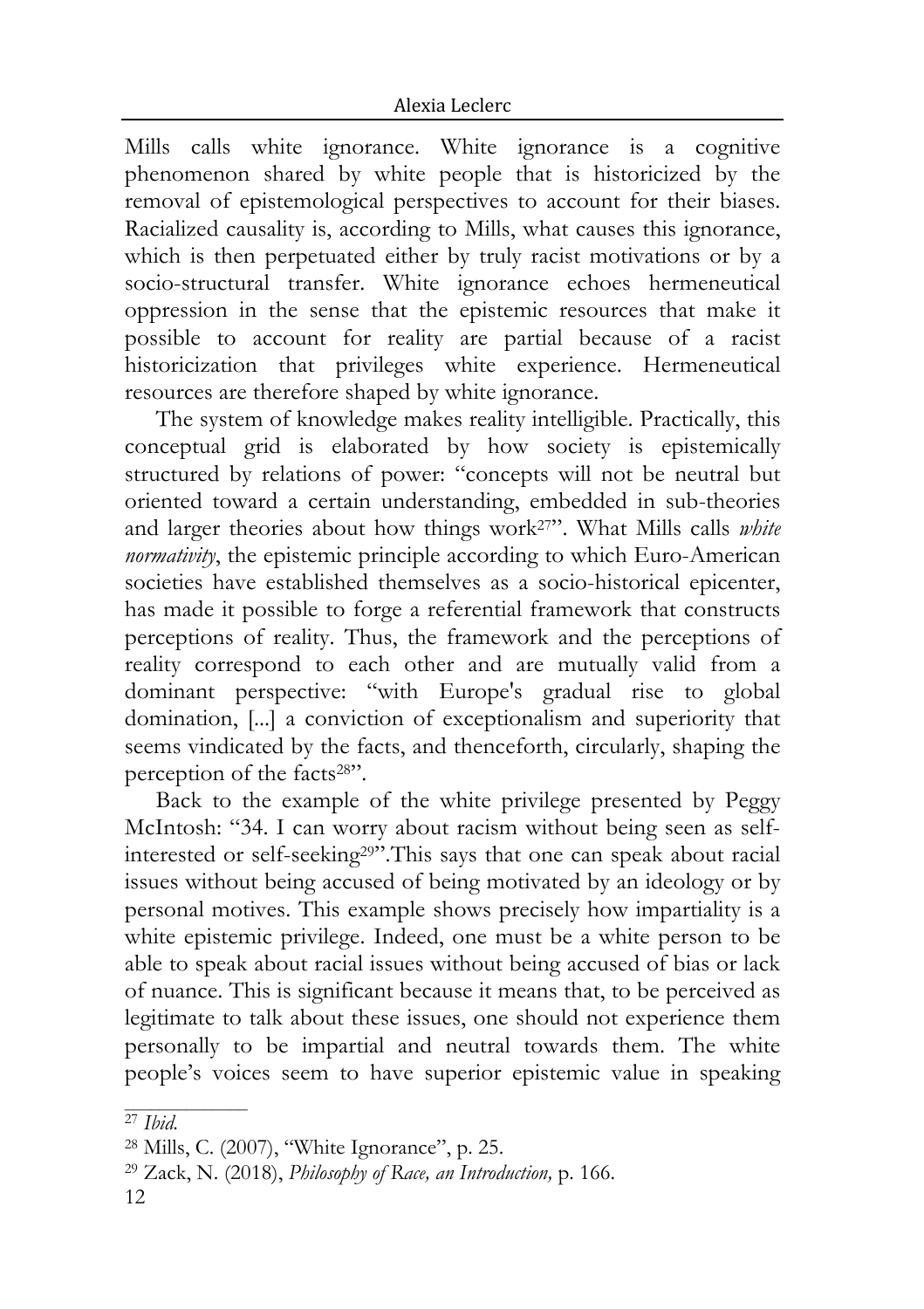Mills calls white ignorance. White ignorance is a cognitive phenomenon shared by white people that is historicized by the removal of epistemological perspectives to account for their biases. Racialized causality is, according to Mills, what causes this ignorance, which is then perpetuated either by truly racist motivations or by a socio-structural transfer. White ignorance echoes hermeneutical oppression in the sense that the epistemic resources that make it possible to account for reality are partial because of a racist historicization that privileges white experience. Hermeneutical resources are therefore shaped by white ignorance.

The system of knowledge makes reality intelligible. Practically, this conceptual grid is elaborated by how society is epistemically structured by relations of power: "concepts will not be neutral but oriented toward a certain understanding, embedded in sub-theories and larger theories about how things work[27]". What Mills calls *white normativity*, the epistemic principle according to which Euro-American societies have established themselves as a socio-historical epicenter, has made it possible to forge a referential framework that constructs perceptions of reality. Thus, the framework and the perceptions of reality correspond to each other and are mutually valid from a dominant perspective: "with Europe's gradual rise to global domination, [...] a conviction of exceptionalism and superiority that seems vindicated by the facts, and thenceforth, circularly, shaping the perception of the facts[28]".

Back to the example of the white privilege presented by Peggy McIntosh: "34. I can worry about racism without being seen as self-interested or self-seeking[29]".This says that one can speak about racial issues without being accused of being motivated by an ideology or by personal motives. This example shows precisely how impartiality is a white epistemic privilege. Indeed, one must be a white person to be able to speak about racial issues without being accused of bias or lack of nuance. This is significant because it means that, to be perceived as legitimate to talk about these issues, one should not experience them personally to be impartial and neutral towards them. The white people's voices seem to have superior epistemic value in speaking

---

[27] *Ibid.*

[28] Mills, C. (2007), "White Ignorance", p. 25.

[29] Zack, N. (2018), *Philosophy of Race, an Introduction,* p. 166.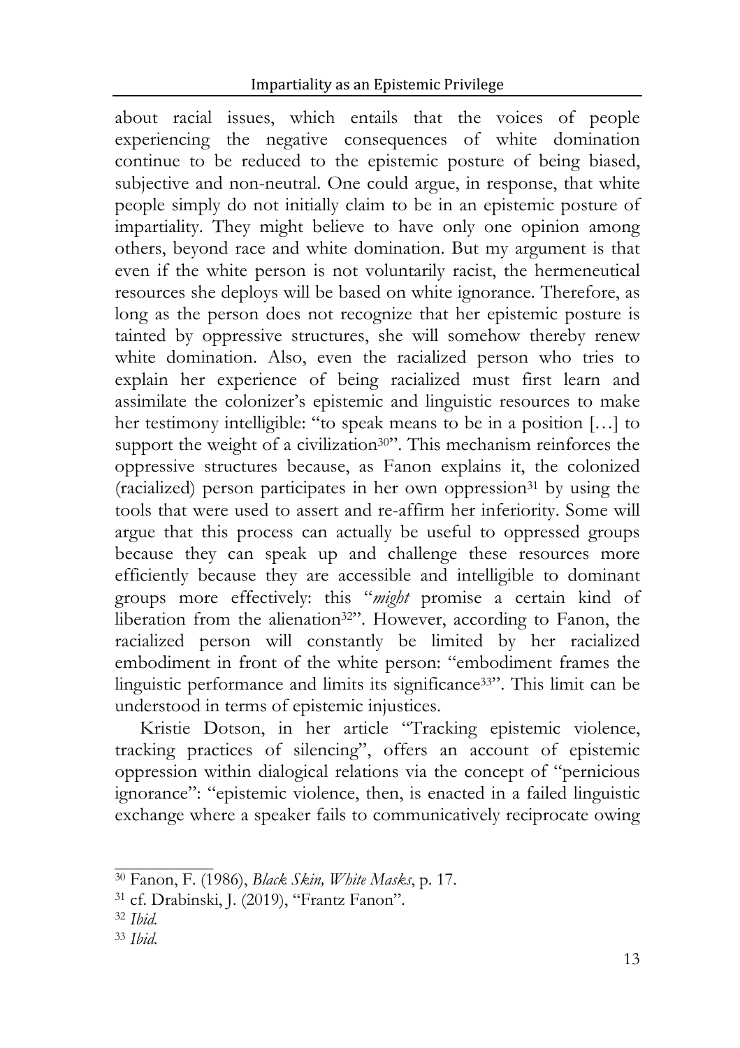about racial issues, which entails that the voices of people experiencing the negative consequences of white domination continue to be reduced to the epistemic posture of being biased, subjective and non-neutral. One could argue, in response, that white people simply do not initially claim to be in an epistemic posture of impartiality. They might believe to have only one opinion among others, beyond race and white domination. But my argument is that even if the white person is not voluntarily racist, the hermeneutical resources she deploys will be based on white ignorance. Therefore, as long as the person does not recognize that her epistemic posture is tainted by oppressive structures, she will somehow thereby renew white domination. Also, even the racialized person who tries to explain her experience of being racialized must first learn and assimilate the colonizer's epistemic and linguistic resources to make her testimony intelligible: "to speak means to be in a position […] to support the weight of a civilization[30]". This mechanism reinforces the oppressive structures because, as Fanon explains it, the colonized (racialized) person participates in her own oppression[31] by using the tools that were used to assert and re-affirm her inferiority. Some will argue that this process can actually be useful to oppressed groups because they can speak up and challenge these resources more efficiently because they are accessible and intelligible to dominant groups more effectively: this "*might* promise a certain kind of liberation from the alienation[32]". However, according to Fanon, the racialized person will constantly be limited by her racialized embodiment in front of the white person: "embodiment frames the linguistic performance and limits its significance[33]". This limit can be understood in terms of epistemic injustices.

Kristie Dotson, in her article "Tracking epistemic violence, tracking practices of silencing", offers an account of epistemic oppression within dialogical relations via the concept of "pernicious ignorance": "epistemic violence, then, is enacted in a failed linguistic exchange where a speaker fails to communicatively reciprocate owing

---

[30] Fanon, F. (1986), *Black Skin, White Masks*, p. 17.

[31] cf. Drabinski, J. (2019), "Frantz Fanon".

[32] *Ibid.*

[33] *Ibid.*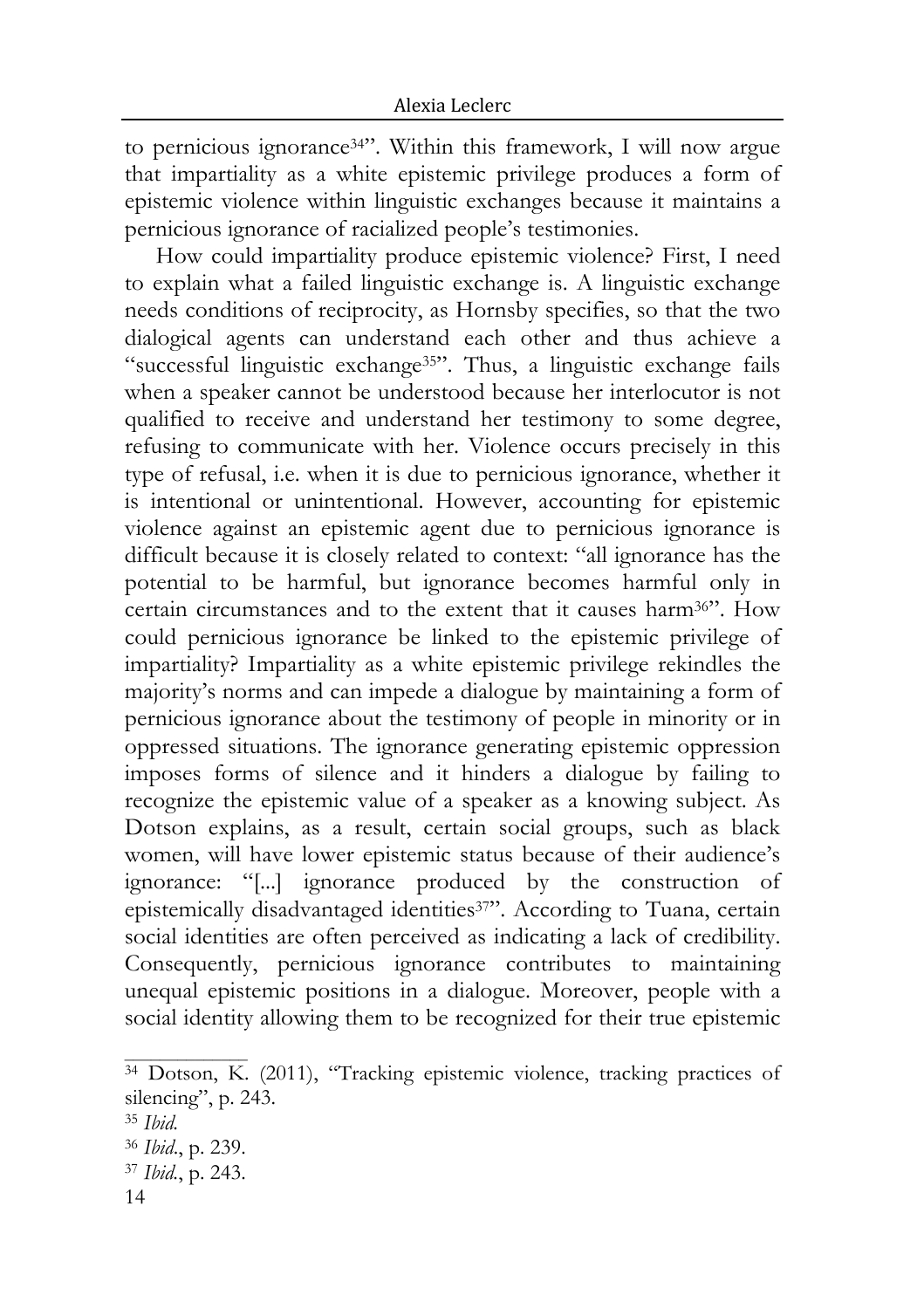to pernicious ignorance[34]". Within this framework, I will now argue that impartiality as a white epistemic privilege produces a form of epistemic violence within linguistic exchanges because it maintains a pernicious ignorance of racialized people's testimonies.

How could impartiality produce epistemic violence? First, I need to explain what a failed linguistic exchange is. A linguistic exchange needs conditions of reciprocity, as Hornsby specifies, so that the two dialogical agents can understand each other and thus achieve a "successful linguistic exchange[35]". Thus, a linguistic exchange fails when a speaker cannot be understood because her interlocutor is not qualified to receive and understand her testimony to some degree, refusing to communicate with her. Violence occurs precisely in this type of refusal, i.e. when it is due to pernicious ignorance, whether it is intentional or unintentional. However, accounting for epistemic violence against an epistemic agent due to pernicious ignorance is difficult because it is closely related to context: "all ignorance has the potential to be harmful, but ignorance becomes harmful only in certain circumstances and to the extent that it causes harm[36]". How could pernicious ignorance be linked to the epistemic privilege of impartiality? Impartiality as a white epistemic privilege rekindles the majority's norms and can impede a dialogue by maintaining a form of pernicious ignorance about the testimony of people in minority or in oppressed situations. The ignorance generating epistemic oppression imposes forms of silence and it hinders a dialogue by failing to recognize the epistemic value of a speaker as a knowing subject. As Dotson explains, as a result, certain social groups, such as black women, will have lower epistemic status because of their audience's ignorance: "[...] ignorance produced by the construction of epistemically disadvantaged identities[37]". According to Tuana, certain social identities are often perceived as indicating a lack of credibility. Consequently, pernicious ignorance contributes to maintaining unequal epistemic positions in a dialogue. Moreover, people with a social identity allowing them to be recognized for their true epistemic

---

[34] Dotson, K. (2011), "Tracking epistemic violence, tracking practices of silencing", p. 243.

[35] *Ibid.*

[36] *Ibid.*, p. 239.

[37] *Ibid.*, p. 243.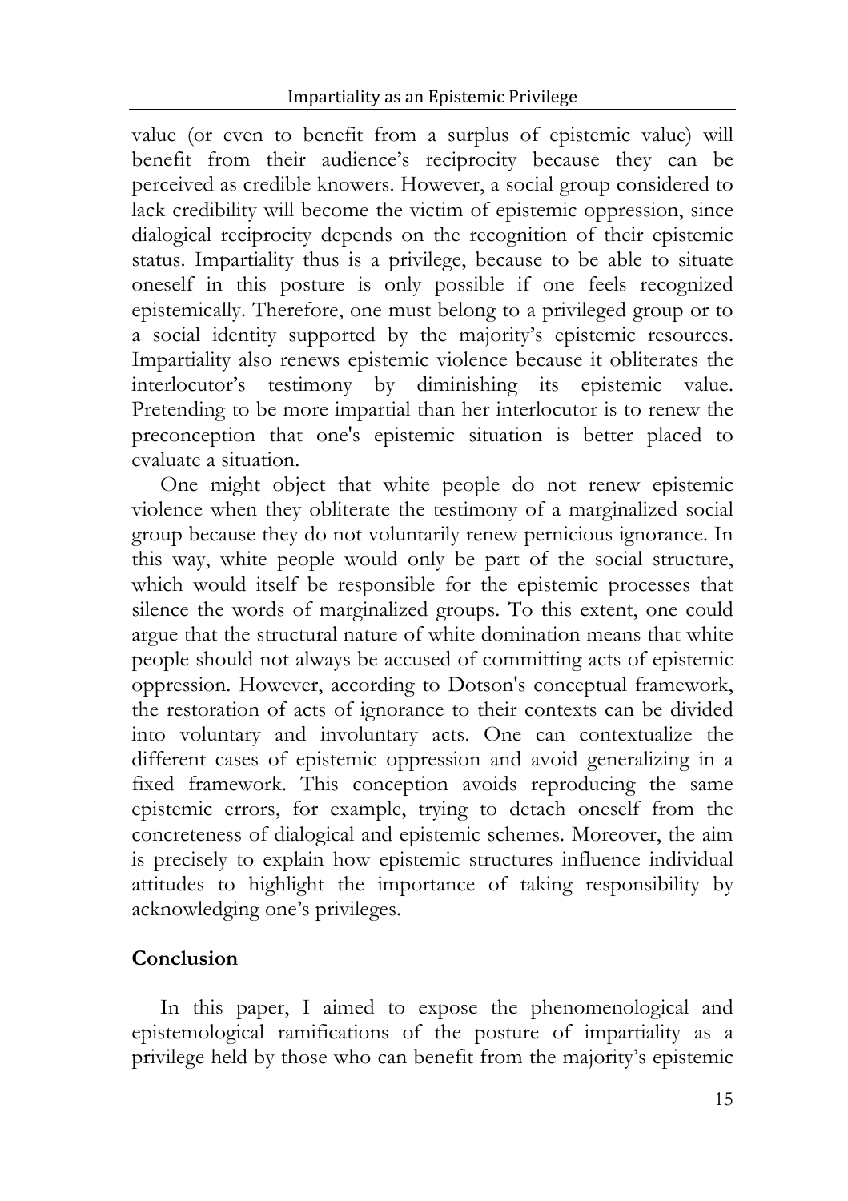value (or even to benefit from a surplus of epistemic value) will benefit from their audience's reciprocity because they can be perceived as credible knowers. However, a social group considered to lack credibility will become the victim of epistemic oppression, since dialogical reciprocity depends on the recognition of their epistemic status. Impartiality thus is a privilege, because to be able to situate oneself in this posture is only possible if one feels recognized epistemically. Therefore, one must belong to a privileged group or to a social identity supported by the majority's epistemic resources. Impartiality also renews epistemic violence because it obliterates the interlocutor's testimony by diminishing its epistemic value. Pretending to be more impartial than her interlocutor is to renew the preconception that one's epistemic situation is better placed to evaluate a situation.

One might object that white people do not renew epistemic violence when they obliterate the testimony of a marginalized social group because they do not voluntarily renew pernicious ignorance. In this way, white people would only be part of the social structure, which would itself be responsible for the epistemic processes that silence the words of marginalized groups. To this extent, one could argue that the structural nature of white domination means that white people should not always be accused of committing acts of epistemic oppression. However, according to Dotson's conceptual framework, the restoration of acts of ignorance to their contexts can be divided into voluntary and involuntary acts. One can contextualize the different cases of epistemic oppression and avoid generalizing in a fixed framework. This conception avoids reproducing the same epistemic errors, for example, trying to detach oneself from the concreteness of dialogical and epistemic schemes. Moreover, the aim is precisely to explain how epistemic structures influence individual attitudes to highlight the importance of taking responsibility by acknowledging one's privileges.

## Conclusion

In this paper, I aimed to expose the phenomenological and epistemological ramifications of the posture of impartiality as a privilege held by those who can benefit from the majority's epistemic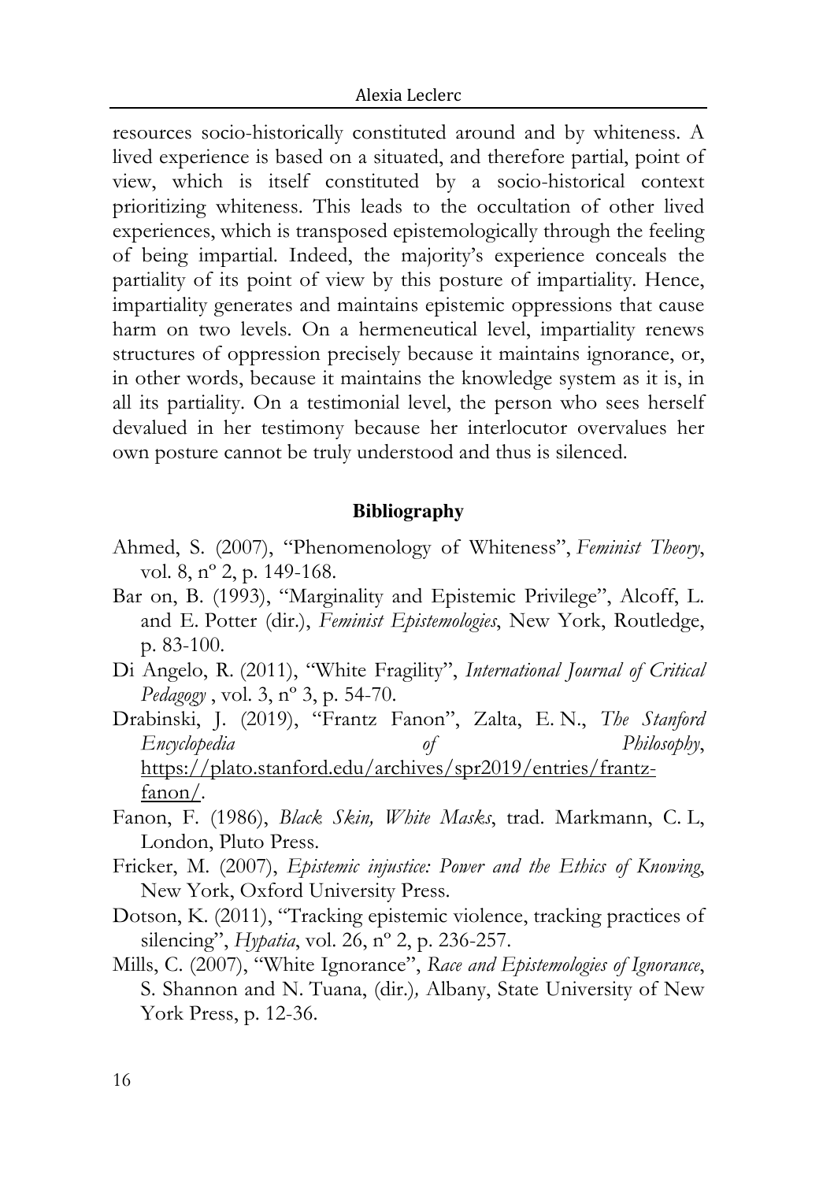resources socio-historically constituted around and by whiteness. A lived experience is based on a situated, and therefore partial, point of view, which is itself constituted by a socio-historical context prioritizing whiteness. This leads to the occultation of other lived experiences, which is transposed epistemologically through the feeling of being impartial. Indeed, the majority's experience conceals the partiality of its point of view by this posture of impartiality. Hence, impartiality generates and maintains epistemic oppressions that cause harm on two levels. On a hermeneutical level, impartiality renews structures of oppression precisely because it maintains ignorance, or, in other words, because it maintains the knowledge system as it is, in all its partiality. On a testimonial level, the person who sees herself devalued in her testimony because her interlocutor overvalues her own posture cannot be truly understood and thus is silenced.

## Bibliography

Ahmed, S. (2007), "Phenomenology of Whiteness", *Feminist Theory*, vol. 8, nº 2, p. 149-168.

Bar on, B. (1993), "Marginality and Epistemic Privilege", Alcoff, L. and E. Potter (dir.), *Feminist Epistemologies*, New York, Routledge, p. 83-100.

Di Angelo, R. (2011), "White Fragility", *International Journal of Critical Pedagogy* , vol. 3, nº 3, p. 54-70.

Drabinski, J. (2019), "Frantz Fanon", Zalta, E. N., *The Stanford Encyclopedia of Philosophy*, https://plato.stanford.edu/archives/spr2019/entries/frantz-fanon/.

Fanon, F. (1986), *Black Skin, White Masks*, trad. Markmann, C. L, London, Pluto Press.

Fricker, M. (2007), *Epistemic injustice: Power and the Ethics of Knowing*, New York, Oxford University Press.

Dotson, K. (2011), "Tracking epistemic violence, tracking practices of silencing", *Hypatia*, vol. 26, nº 2, p. 236-257.

Mills, C. (2007), "White Ignorance", *Race and Epistemologies of Ignorance*, S. Shannon and N. Tuana, (dir.)*,* Albany, State University of New York Press, p. 12-36.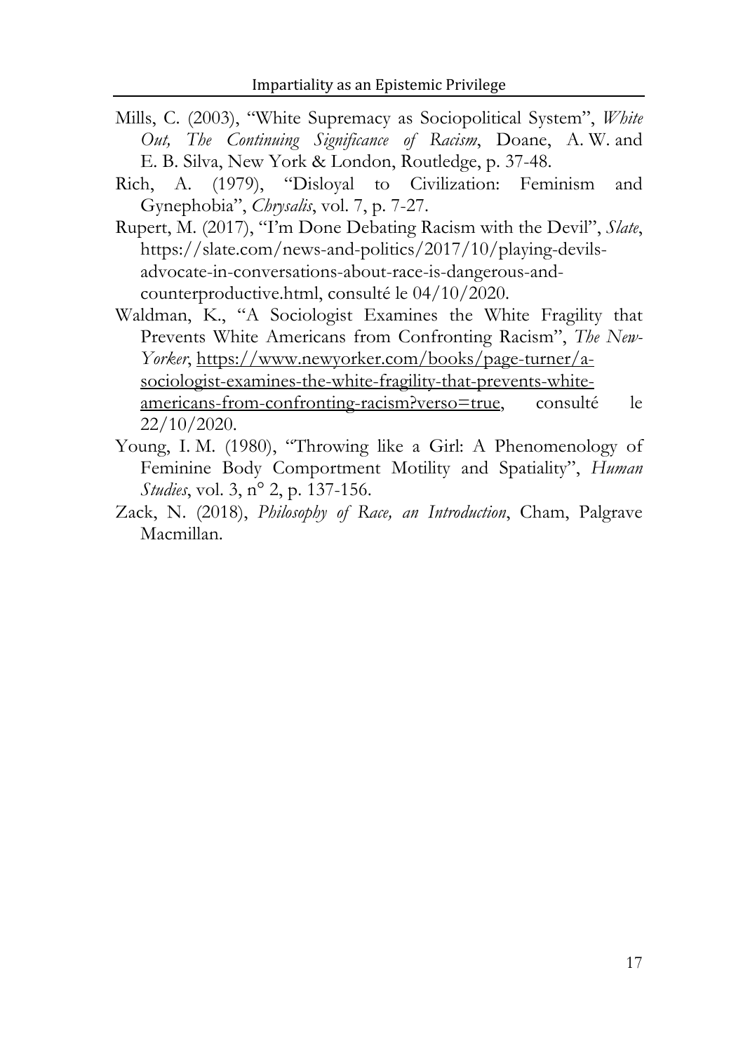Mills, C. (2003), "White Supremacy as Sociopolitical System", *White Out, The Continuing Significance of Racism*, Doane, A. W. and E. B. Silva, New York & London, Routledge, p. 37-48.

Rich, A. (1979), "Disloyal to Civilization: Feminism and Gynephobia", *Chrysalis*, vol. 7, p. 7-27.

Rupert, M. (2017), "I'm Done Debating Racism with the Devil", *Slate*, https://slate.com/news-and-politics/2017/10/playing-devils-advocate-in-conversations-about-race-is-dangerous-and-counterproductive.html, consulté le 04/10/2020.

Waldman, K., "A Sociologist Examines the White Fragility that Prevents White Americans from Confronting Racism", *The New-Yorker*, https://www.newyorker.com/books/page-turner/a-sociologist-examines-the-white-fragility-that-prevents-white-americans-from-confronting-racism?verso=true, consulté le 22/10/2020.

Young, I. M. (1980), "Throwing like a Girl: A Phenomenology of Feminine Body Comportment Motility and Spatiality", *Human Studies*, vol. 3, n° 2, p. 137-156.

Zack, N. (2018), *Philosophy of Race, an Introduction*, Cham, Palgrave Macmillan.